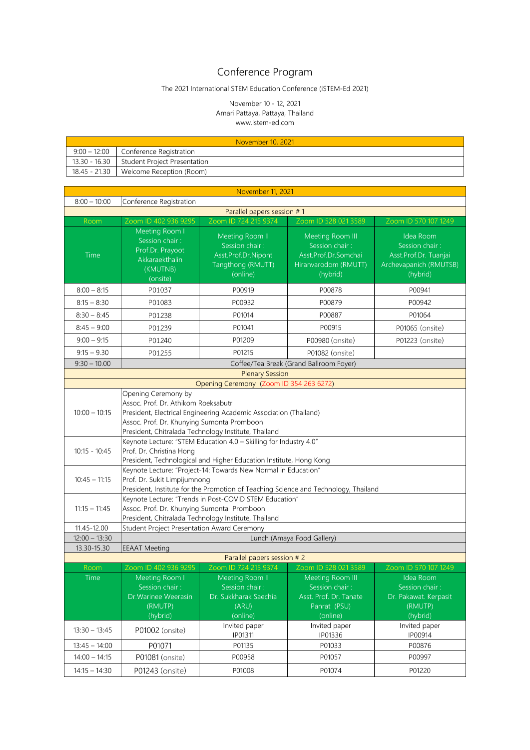# Conference Program

The 2021 International STEM Education Conference (iSTEM-Ed 2021)

November 10 - 12, 2021
Amari Pattaya, Pattaya, Thailand
www.istem-ed.com

| November 10, 2021 | |
|---|---|
| 9:00 – 12:00 | Conference Registration |
| 13.30 - 16.30 | Student Project Presentation |
| 18.45 - 21.30 | Welcome Reception (Room) |

| November 11, 2021 | | | | |
|---|---|---|---|---|
| 8:00 – 10:00 | Conference Registration | | | |
| Parallel papers session # 1 | | | | |
| Room | Zoom ID 402 936 9295 | Zoom ID 724 215 9374 | Zoom ID 528 021 3589 | Zoom ID 570 107 1249 |
| Time | Meeting Room I Session chair : Prof.Dr. Prayoot Akkaraekthalin (KMUTNB) (onsite) | Meeting Room II Session chair : Asst.Prof.Dr.Nipont Tangthong (RMUTT) (online) | Meeting Room III Session chair : Asst.Prof.Dr.Somchai Hiranvarodom (RMUTT) (hybrid) | Idea Room Session chair : Asst.Prof.Dr. Tuanjai Archevapanich (RMUTSB) (hybrid) |
| 8:00 – 8:15 | P01037 | P00919 | P00878 | P00941 |
| 8:15 – 8:30 | P01083 | P00932 | P00879 | P00942 |
| 8:30 – 8:45 | P01238 | P01014 | P00887 | P01064 |
| 8:45 – 9:00 | P01239 | P01041 | P00915 | P01065 (onsite) |
| 9:00 – 9:15 | P01240 | P01209 | P00980 (onsite) | P01223 (onsite) |
| 9:15 – 9.30 | P01255 | P01215 | P01082 (onsite) | |
| 9:30 – 10.00 | Coffee/Tea Break (Grand Ballroom Foyer) | | | |
| Plenary Session | | | | |
| Opening Ceremony (Zoom ID 354 263 6272) | | | | |
| 10:00 – 10:15 | Opening Ceremony by Assoc. Prof. Dr. Athikom Roeksabutr President, Electrical Engineering Academic Association (Thailand) Assoc. Prof. Dr. Khunying Sumonta Promboon President, Chitralada Technology Institute, Thailand | | | |
| 10:15 - 10:45 | Keynote Lecture: "STEM Education 4.0 – Skilling for Industry 4.0" Prof. Dr. Christina Hong President, Technological and Higher Education Institute, Hong Kong | | | |
| 10:45 – 11:15 | Keynote Lecture: "Project-14: Towards New Normal in Education" Prof. Dr. Sukit Limpijumnong President, Institute for the Promotion of Teaching Science and Technology, Thailand | | | |
| 11:15 – 11:45 | Keynote Lecture: "Trends in Post-COVID STEM Education" Assoc. Prof. Dr. Khunying Sumonta Promboon President, Chitralada Technology Institute, Thailand | | | |
| 11.45-12.00 | Student Project Presentation Award Ceremony | | | |
| 12:00 – 13:30 | Lunch (Amaya Food Gallery) | | | |
| 13.30-15.30 | EEAAT Meeting | | | |
| Parallel papers session # 2 | | | | |
| Room | Zoom ID 402 936 9295 | Zoom ID 724 215 9374 | Zoom ID 528 021 3589 | Zoom ID 570 107 1249 |
| Time | Meeting Room I Session chair : Dr.Warinee Weerasin (RMUTP) (hybrid) | Meeting Room II Session chair : Dr. Sukkharak Saechia (ARU) (online) | Meeting Room III Session chair : Asst. Prof. Dr. Tanate Panrat (PSU) (online) | Idea Room Session chair : Dr. Pakawat. Kerpasit (RMUTP) (hybrid) |
| 13:30 – 13:45 | P01002 (onsite) | Invited paper IP01311 | Invited paper IP01336 | Invited paper IP00914 |
| 13:45 – 14:00 | P01071 | P01135 | P01033 | P00876 |
| 14:00 – 14:15 | P01081 (onsite) | P00958 | P01057 | P00997 |
| 14:15 – 14:30 | P01243 (onsite) | P01008 | P01074 | P01220 |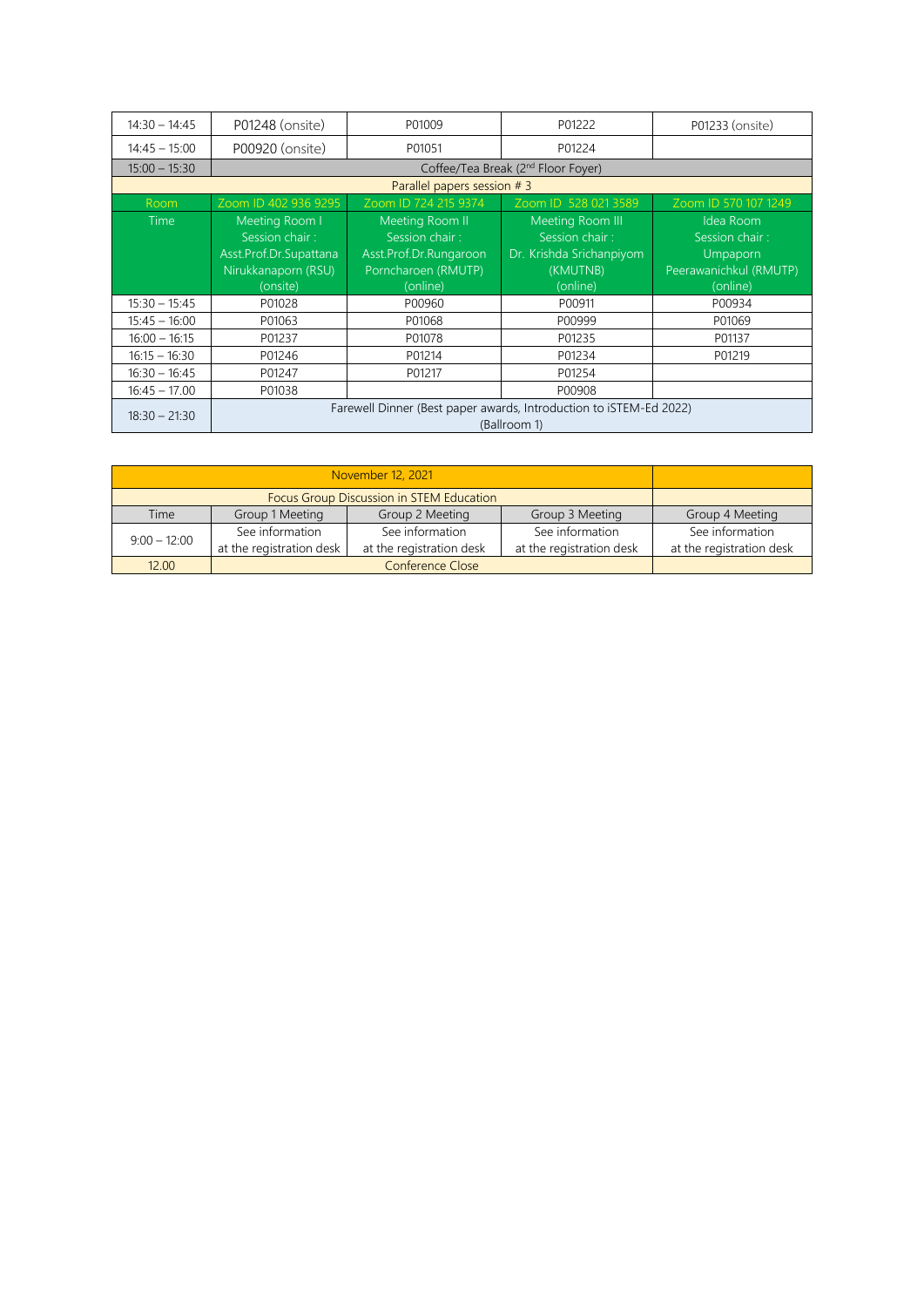| | | | | |
|---|---|---|---|---|
| 14:30 – 14:45 | P01248 (onsite) | P01009 | P01222 | P01233 (onsite) |
| 14:45 – 15:00 | P00920 (onsite) | P01051 | P01224 | |
| 15:00 – 15:30 | Coffee/Tea Break (2nd Floor Foyer) | | | |
| Parallel papers session # 3 | | | | |
| Room | Zoom ID 402 936 9295 | Zoom ID 724 215 9374 | Zoom ID 528 021 3589 | Zoom ID 570 107 1249 |
| Time | Meeting Room I<br>Session chair :<br>Asst.Prof.Dr.Supattana Nirukkanaporn (RSU)<br>(onsite) | Meeting Room II<br>Session chair :<br>Asst.Prof.Dr.Rungaroon Porncharoen (RMUTP)<br>(online) | Meeting Room III<br>Session chair :<br>Dr. Krishda Srichanpiyom (KMUTNB)<br>(online) | Idea Room<br>Session chair :<br>Umpaporn Peerawanichkul (RMUTP)<br>(online) |
| 15:30 – 15:45 | P01028 | P00960 | P00911 | P00934 |
| 15:45 – 16:00 | P01063 | P01068 | P00999 | P01069 |
| 16:00 – 16:15 | P01237 | P01078 | P01235 | P01137 |
| 16:15 – 16:30 | P01246 | P01214 | P01234 | P01219 |
| 16:30 – 16:45 | P01247 | P01217 | P01254 | |
| 16:45 – 17.00 | P01038 | | P00908 | |
| 18:30 – 21:30 | Farewell Dinner (Best paper awards, Introduction to iSTEM-Ed 2022)<br>(Ballroom 1) | | | |

| November 12, 2021 | | | | |
|---|---|---|---|---|
| Focus Group Discussion in STEM Education | | | | |
| Time | Group 1 Meeting | Group 2 Meeting | Group 3 Meeting | Group 4 Meeting |
| 9:00 – 12:00 | See information at the registration desk | See information at the registration desk | See information at the registration desk | See information at the registration desk |
| 12.00 | Conference Close | | | |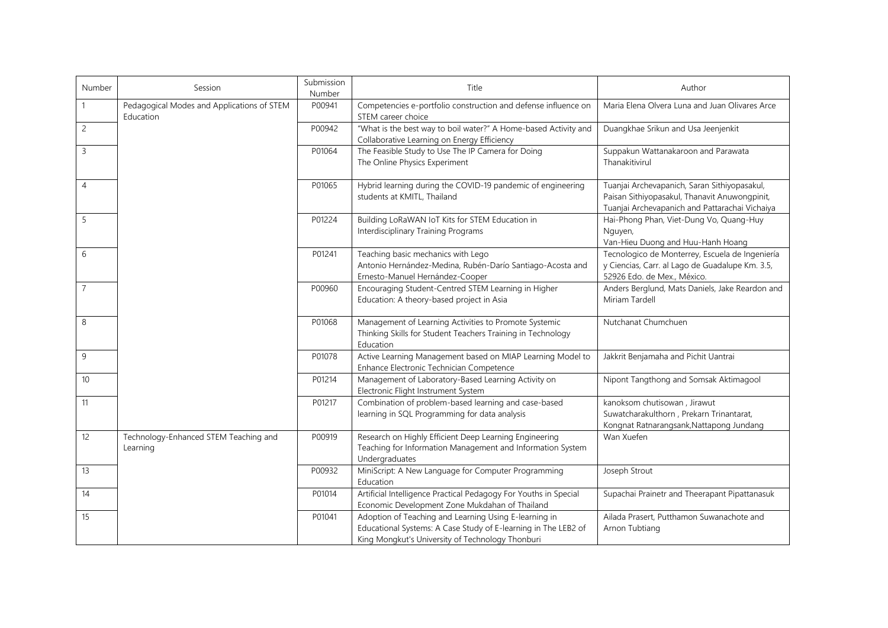| Number | Session | Submission Number | Title | Author |
| --- | --- | --- | --- | --- |
| 1 | Pedagogical Modes and Applications of STEM Education | P00941 | Competencies e-portfolio construction and defense influence on STEM career choice | Maria Elena Olvera Luna and Juan Olivares Arce |
| 2 | | P00942 | "What is the best way to boil water?" A Home-based Activity and Collaborative Learning on Energy Efficiency | Duangkhae Srikun and Usa Jeenjenkit |
| 3 | | P01064 | The Feasible Study to Use The IP Camera for Doing The Online Physics Experiment | Suppakun Wattanakaroon and Parawata Thanakitivirul |
| 4 | | P01065 | Hybrid learning during the COVID-19 pandemic of engineering students at KMITL, Thailand | Tuanjai Archevapanich, Saran Sithiyopasakul, Paisan Sithiyopasakul, Thanavit Anuwongpinit, Tuanjai Archevapanich and Pattarachai Vichaiya |
| 5 | | P01224 | Building LoRaWAN IoT Kits for STEM Education in Interdisciplinary Training Programs | Hai-Phong Phan, Viet-Dung Vo, Quang-Huy Nguyen, Van-Hieu Duong and Huu-Hanh Hoang |
| 6 | | P01241 | Teaching basic mechanics with Lego Antonio Hernández-Medina, Rubén-Darío Santiago-Acosta and Ernesto-Manuel Hernández-Cooper | Tecnologico de Monterrey, Escuela de Ingeniería y Ciencias, Carr. al Lago de Guadalupe Km. 3.5, 52926 Edo. de Mex., México. |
| 7 | | P00960 | Encouraging Student-Centred STEM Learning in Higher Education: A theory-based project in Asia | Anders Berglund, Mats Daniels, Jake Reardon and Miriam Tardell |
| 8 | | P01068 | Management of Learning Activities to Promote Systemic Thinking Skills for Student Teachers Training in Technology Education | Nutchanat Chumchuen |
| 9 | | P01078 | Active Learning Management based on MIAP Learning Model to Enhance Electronic Technician Competence | Jakkrit Benjamaha and Pichit Uantrai |
| 10 | | P01214 | Management of Laboratory-Based Learning Activity on Electronic Flight Instrument System | Nipont Tangthong and Somsak Aktimagool |
| 11 | | P01217 | Combination of problem-based learning and case-based learning in SQL Programming for data analysis | kanoksom chutisowan , Jirawut Suwatcharakulthorn , Prekarn Trinantarat, Kongnat Ratnarangsank,Nattapong Jundang |
| 12 | Technology-Enhanced STEM Teaching and Learning | P00919 | Research on Highly Efficient Deep Learning Engineering Teaching for Information Management and Information System Undergraduates | Wan Xuefen |
| 13 | | P00932 | MiniScript: A New Language for Computer Programming Education | Joseph Strout |
| 14 | | P01014 | Artificial Intelligence Practical Pedagogy For Youths in Special Economic Development Zone Mukdahan of Thailand | Supachai Prainetr and Theerapant Pipattanasuk |
| 15 | | P01041 | Adoption of Teaching and Learning Using E-learning in Educational Systems: A Case Study of E-learning in The LEB2 of King Mongkut's University of Technology Thonburi | Ailada Prasert, Putthamon Suwanachote and Arnon Tubtiang |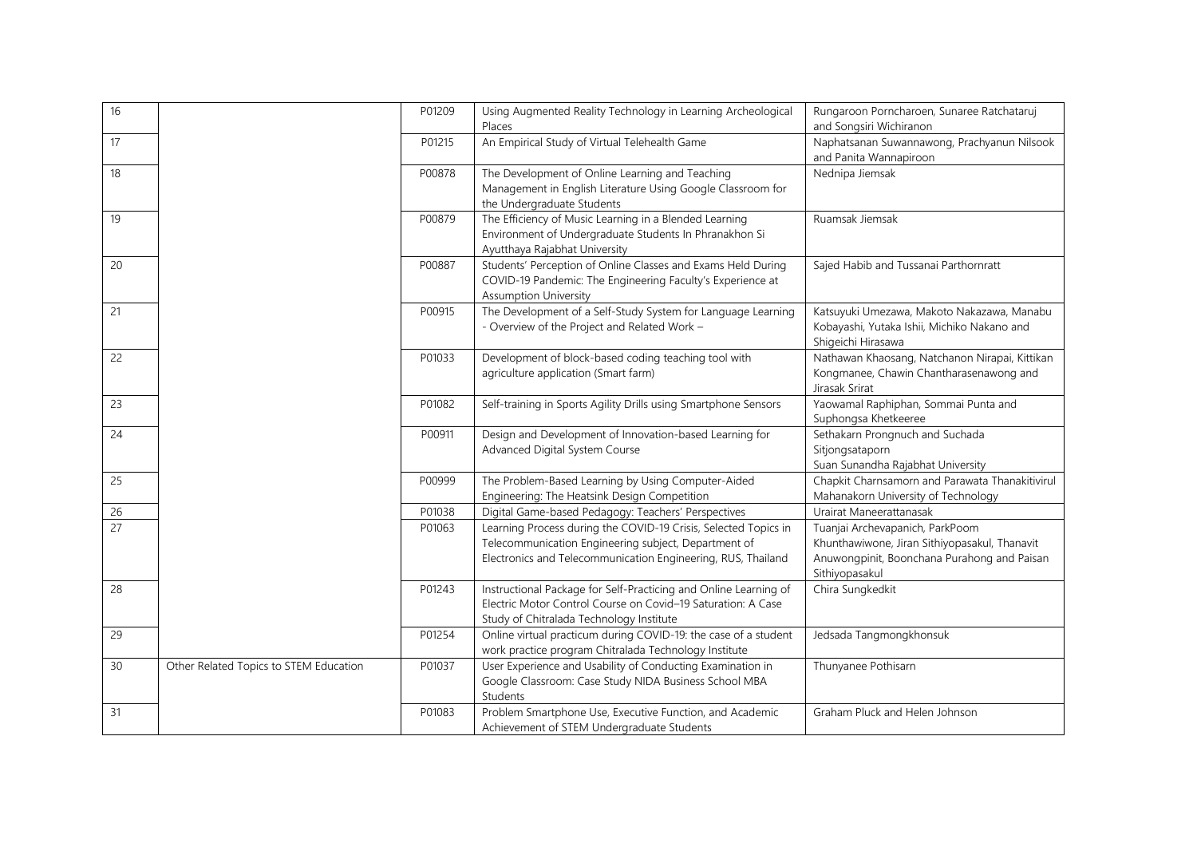| 16 | | P01209 | Using Augmented Reality Technology in Learning Archeological Places | Rungaroon Porncharoen, Sunaree Ratchataruj and Songsiri Wichiranon |
|---|---|---|---|---|
| 17 | | P01215 | An Empirical Study of Virtual Telehealth Game | Naphatsanan Suwannawong, Prachyanun Nilsook and Panita Wannapiroon |
| 18 | | P00878 | The Development of Online Learning and Teaching Management in English Literature Using Google Classroom for the Undergraduate Students | Nednipa Jiemsak |
| 19 | | P00879 | The Efficiency of Music Learning in a Blended Learning Environment of Undergraduate Students In Phranakhon Si Ayutthaya Rajabhat University | Ruamsak Jiemsak |
| 20 | | P00887 | Students' Perception of Online Classes and Exams Held During COVID-19 Pandemic: The Engineering Faculty's Experience at Assumption University | Sajed Habib and Tussanai Parthornratt |
| 21 | | P00915 | The Development of a Self-Study System for Language Learning - Overview of the Project and Related Work – | Katsuyuki Umezawa, Makoto Nakazawa, Manabu Kobayashi, Yutaka Ishii, Michiko Nakano and Shigeichi Hirasawa |
| 22 | | P01033 | Development of block-based coding teaching tool with agriculture application (Smart farm) | Nathawan Khaosang, Natchanon Nirapai, Kittikan Kongmanee, Chawin Chantharasenawong and Jirasak Srirat |
| 23 | | P01082 | Self-training in Sports Agility Drills using Smartphone Sensors | Yaowamal Raphiphan, Sommai Punta and Suphongsa Khetkeeree |
| 24 | | P00911 | Design and Development of Innovation-based Learning for Advanced Digital System Course | Sethakarn Prongnuch and Suchada Sitjongsataporn Suan Sunandha Rajabhat University |
| 25 | | P00999 | The Problem-Based Learning by Using Computer-Aided Engineering: The Heatsink Design Competition | Chapkit Charnsamorn and Parawata Thanakitivirul Mahanakorn University of Technology |
| 26 | | P01038 | Digital Game-based Pedagogy: Teachers' Perspectives | Urairat Maneerattanasak |
| 27 | | P01063 | Learning Process during the COVID-19 Crisis, Selected Topics in Telecommunication Engineering subject, Department of Electronics and Telecommunication Engineering, RUS, Thailand | Tuanjai Archevapanich, ParkPoom Khunthawiwone, Jiran Sithiyopasakul, Thanavit Anuwongpinit, Boonchana Purahong and Paisan Sithiyopasakul |
| 28 | | P01243 | Instructional Package for Self-Practicing and Online Learning of Electric Motor Control Course on Covid–19 Saturation: A Case Study of Chitralada Technology Institute | Chira Sungkedkit |
| 29 | | P01254 | Online virtual practicum during COVID-19: the case of a student work practice program Chitralada Technology Institute | Jedsada Tangmongkhonsuk |
| 30 | Other Related Topics to STEM Education | P01037 | User Experience and Usability of Conducting Examination in Google Classroom: Case Study NIDA Business School MBA Students | Thunyanee Pothisarn |
| 31 | | P01083 | Problem Smartphone Use, Executive Function, and Academic Achievement of STEM Undergraduate Students | Graham Pluck and Helen Johnson |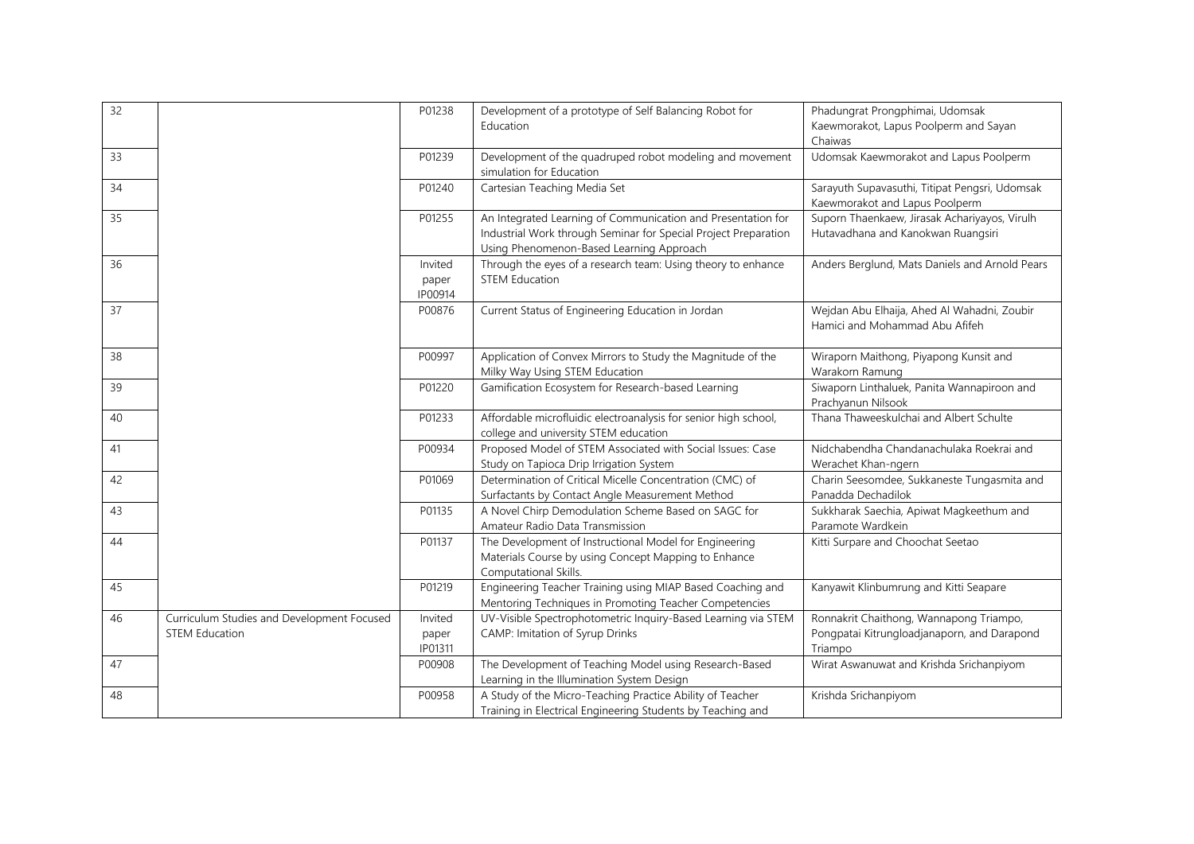| | | | | |
|---|---|---|---|---|
| 32 | | P01238 | Development of a prototype of Self Balancing Robot for Education | Phadungrat Prongphimai, Udomsak Kaewmorakot, Lapus Poolperm and Sayan Chaiwas |
| 33 | | P01239 | Development of the quadruped robot modeling and movement simulation for Education | Udomsak Kaewmorakot and Lapus Poolperm |
| 34 | | P01240 | Cartesian Teaching Media Set | Sarayuth Supavasuthi, Titipat Pengsri, Udomsak Kaewmorakot and Lapus Poolperm |
| 35 | | P01255 | An Integrated Learning of Communication and Presentation for Industrial Work through Seminar for Special Project Preparation Using Phenomenon-Based Learning Approach | Suporn Thaenkaew, Jirasak Achariyayos, Virulh Hutavadhana and Kanokwan Ruangsiri |
| 36 | | Invited paper IP00914 | Through the eyes of a research team: Using theory to enhance STEM Education | Anders Berglund, Mats Daniels and Arnold Pears |
| 37 | | P00876 | Current Status of Engineering Education in Jordan | Wejdan Abu Elhaija, Ahed Al Wahadni, Zoubir Hamici and Mohammad Abu Afifeh |
| 38 | | P00997 | Application of Convex Mirrors to Study the Magnitude of the Milky Way Using STEM Education | Wiraporn Maithong, Piyapong Kunsit and Warakorn Ramung |
| 39 | | P01220 | Gamification Ecosystem for Research-based Learning | Siwaporn Linthaluek, Panita Wannapiroon and Prachyanun Nilsook |
| 40 | | P01233 | Affordable microfluidic electroanalysis for senior high school, college and university STEM education | Thana Thaweeskulchai and Albert Schulte |
| 41 | | P00934 | Proposed Model of STEM Associated with Social Issues: Case Study on Tapioca Drip Irrigation System | Nidchabendha Chandanachulaka Roekrai and Werachet Khan-ngern |
| 42 | | P01069 | Determination of Critical Micelle Concentration (CMC) of Surfactants by Contact Angle Measurement Method | Charin Seesomdee, Sukkaneste Tungasmita and Panadda Dechadilok |
| 43 | | P01135 | A Novel Chirp Demodulation Scheme Based on SAGC for Amateur Radio Data Transmission | Sukkharak Saechia, Apiwat Magkeethum and Paramote Wardkein |
| 44 | | P01137 | The Development of Instructional Model for Engineering Materials Course by using Concept Mapping to Enhance Computational Skills. | Kitti Surpare and Choochat Seetao |
| 45 | | P01219 | Engineering Teacher Training using MIAP Based Coaching and Mentoring Techniques in Promoting Teacher Competencies | Kanyawit Klinbumrung and Kitti Seapare |
| 46 | Curriculum Studies and Development Focused STEM Education | Invited paper IP01311 | UV-Visible Spectrophotometric Inquiry-Based Learning via STEM CAMP: Imitation of Syrup Drinks | Ronnakrit Chaithong, Wannapong Triampo, Pongpatai Kitrungloadjanaporn, and Darapond Triampo |
| 47 | | P00908 | The Development of Teaching Model using Research-Based Learning in the Illumination System Design | Wirat Aswanuwat and Krishda Srichanpiyom |
| 48 | | P00958 | A Study of the Micro-Teaching Practice Ability of Teacher Training in Electrical Engineering Students by Teaching and | Krishda Srichanpiyom |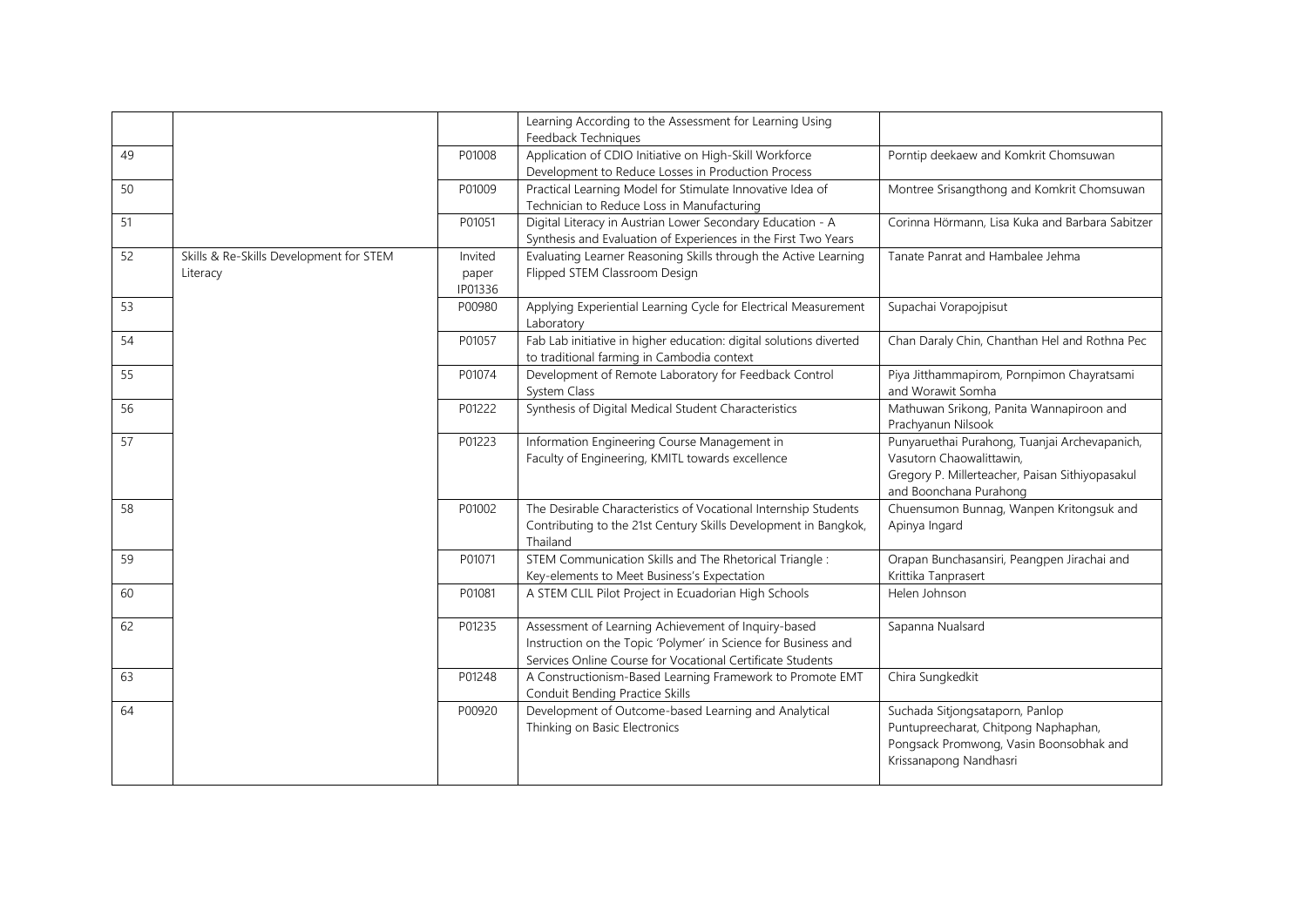| | | | | |
|---|---|---|---|---|
| | | | Learning According to the Assessment for Learning Using Feedback Techniques | |
| 49 | | P01008 | Application of CDIO Initiative on High-Skill Workforce Development to Reduce Losses in Production Process | Porntip deekaew and Komkrit Chomsuwan |
| 50 | | P01009 | Practical Learning Model for Stimulate Innovative Idea of Technician to Reduce Loss in Manufacturing | Montree Srisangthong and Komkrit Chomsuwan |
| 51 | | P01051 | Digital Literacy in Austrian Lower Secondary Education - A Synthesis and Evaluation of Experiences in the First Two Years | Corinna Hörmann, Lisa Kuka and Barbara Sabitzer |
| 52 | Skills & Re-Skills Development for STEM Literacy | Invited paper IP01336 | Evaluating Learner Reasoning Skills through the Active Learning Flipped STEM Classroom Design | Tanate Panrat and Hambalee Jehma |
| 53 | | P00980 | Applying Experiential Learning Cycle for Electrical Measurement Laboratory | Supachai Vorapojpisut |
| 54 | | P01057 | Fab Lab initiative in higher education: digital solutions diverted to traditional farming in Cambodia context | Chan Daraly Chin, Chanthan Hel and Rothna Pec |
| 55 | | P01074 | Development of Remote Laboratory for Feedback Control System Class | Piya Jitthammapirom, Pornpimon Chayratsami and Worawit Somha |
| 56 | | P01222 | Synthesis of Digital Medical Student Characteristics | Mathuwan Srikong, Panita Wannapiroon and Prachyanun Nilsook |
| 57 | | P01223 | Information Engineering Course Management in Faculty of Engineering, KMITL towards excellence | Punyaruethai Purahong, Tuanjai Archevapanich, Vasutorn Chaowalittawin, Gregory P. Millerteacher, Paisan Sithiyopasakul and Boonchana Purahong |
| 58 | | P01002 | The Desirable Characteristics of Vocational Internship Students Contributing to the 21st Century Skills Development in Bangkok, Thailand | Chuensumon Bunnag, Wanpen Kritongsuk and Apinya Ingard |
| 59 | | P01071 | STEM Communication Skills and The Rhetorical Triangle : Key-elements to Meet Business's Expectation | Orapan Bunchasansiri, Peangpen Jirachai and Krittika Tanprasert |
| 60 | | P01081 | A STEM CLIL Pilot Project in Ecuadorian High Schools | Helen Johnson |
| 62 | | P01235 | Assessment of Learning Achievement of Inquiry-based Instruction on the Topic 'Polymer' in Science for Business and Services Online Course for Vocational Certificate Students | Sapanna Nualsard |
| 63 | | P01248 | A Constructionism-Based Learning Framework to Promote EMT Conduit Bending Practice Skills | Chira Sungkedkit |
| 64 | | P00920 | Development of Outcome-based Learning and Analytical Thinking on Basic Electronics | Suchada Sitjongsataporn, Panlop Puntupreecharat, Chitpong Naphaphan, Pongsack Promwong, Vasin Boonsobhak and Krissanapong Nandhasri |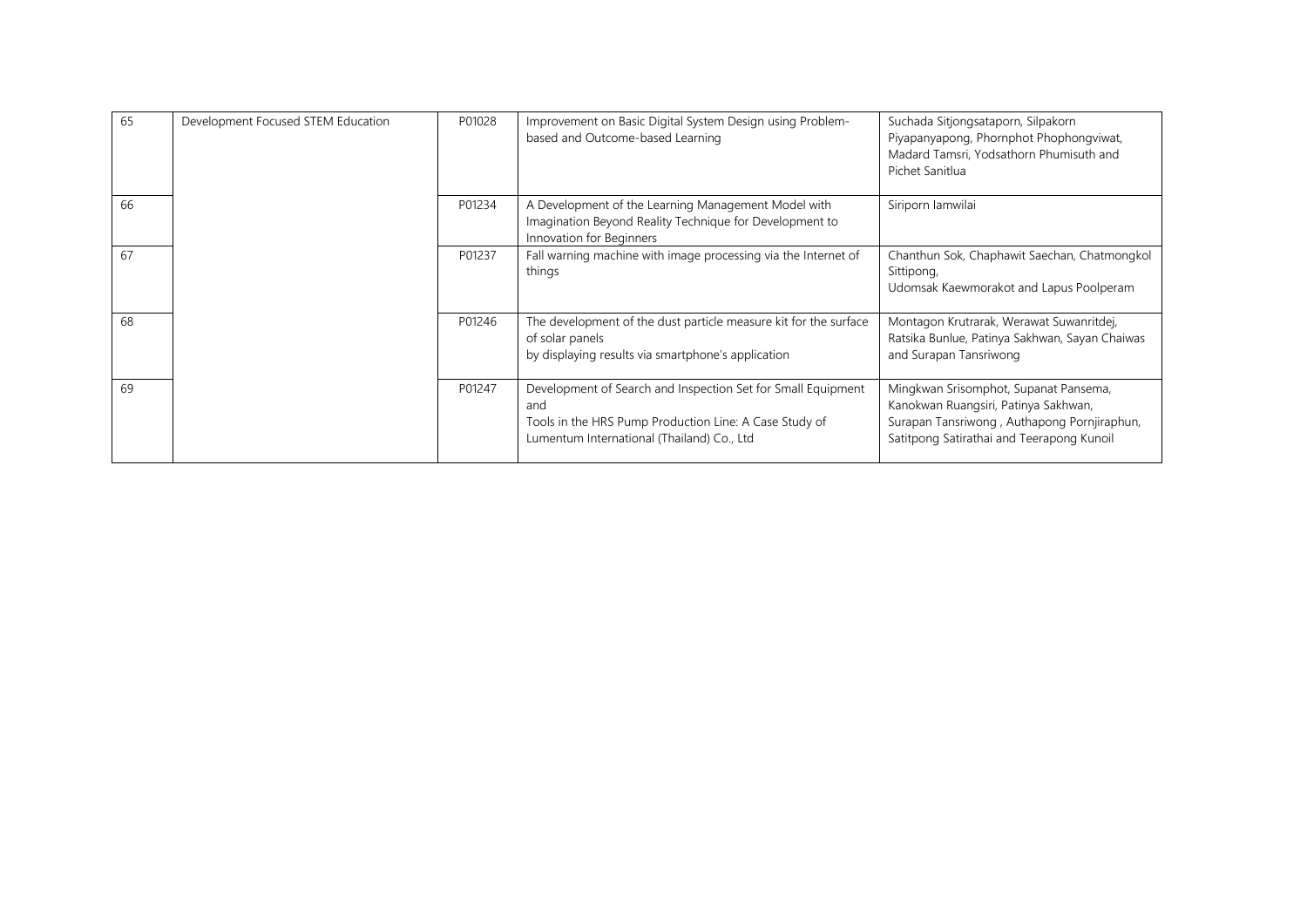| | | | | |
|---|---|---|---|---|
| 65 | Development Focused STEM Education | P01028 | Improvement on Basic Digital System Design using Problem-based and Outcome-based Learning | Suchada Sitjongsataporn, Silpakorn Piyapanyapong, Phornphot Phophongviwat, Madard Tamsri, Yodsathorn Phumisuth and Pichet Sanitlua |
| 66 | | P01234 | A Development of the Learning Management Model with Imagination Beyond Reality Technique for Development to Innovation for Beginners | Siriporn Iamwilai |
| 67 | | P01237 | Fall warning machine with image processing via the Internet of things | Chanthun Sok, Chaphawit Saechan, Chatmongkol Sittipong, Udomsak Kaewmorakot and Lapus Poolperam |
| 68 | | P01246 | The development of the dust particle measure kit for the surface of solar panels by displaying results via smartphone's application | Montagon Krutrarak, Werawat Suwanritdej, Ratsika Bunlue, Patinya Sakhwan, Sayan Chaiwas and Surapan Tansriwong |
| 69 | | P01247 | Development of Search and Inspection Set for Small Equipment and Tools in the HRS Pump Production Line: A Case Study of Lumentum International (Thailand) Co., Ltd | Mingkwan Srisomphot, Supanat Pansema, Kanokwan Ruangsiri, Patinya Sakhwan, Surapan Tansriwong , Authapong Pornjiraphun, Satitpong Satirathai and Teerapong Kunoil |